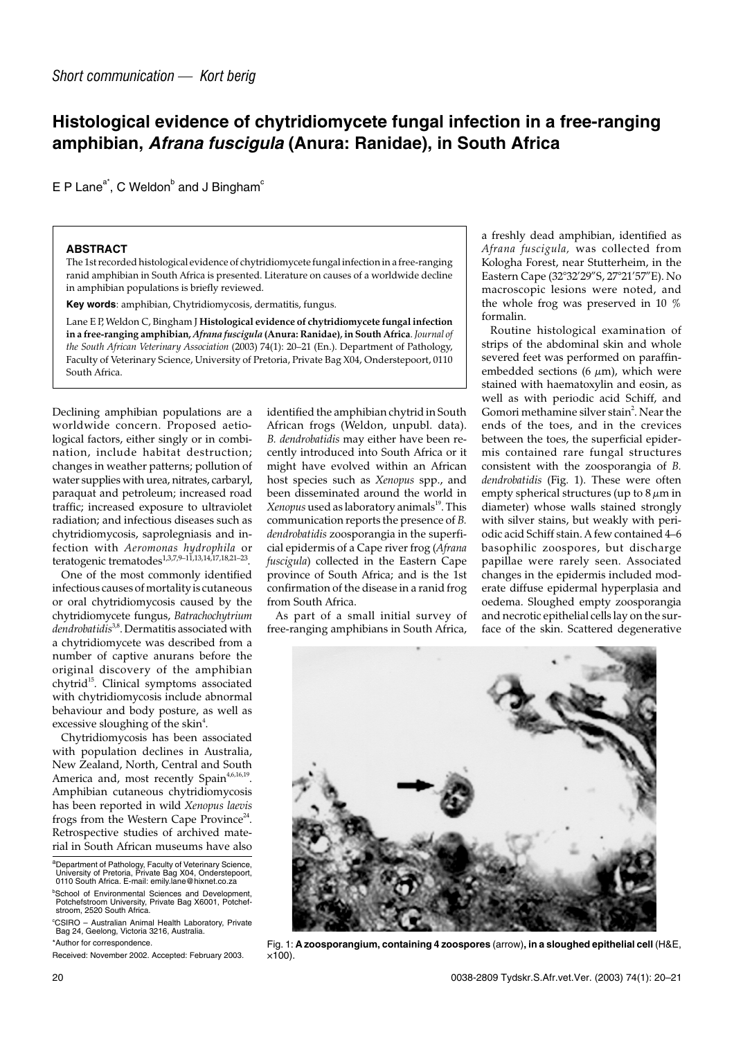*Short communication — Kort berig*

# Histological evidence of chytridiomycete fungal infection in a free-ranging amphibian, *Afrana fuscigula* (Anura: Ranidae), in South Africa

E P Lane[a*], C Weldon[b] and J Bingham[c]

## ABSTRACT

The 1st recorded histological evidence of chytridiomycete fungal infection in a free-ranging ranid amphibian in South Africa is presented. Literature on causes of a worldwide decline in amphibian populations is briefly reviewed.

**Key words**: amphibian, Chytridiomycosis, dermatitis, fungus.

Lane E P, Weldon C, Bingham J **Histological evidence of chytridiomycete fungal infection in a free-ranging amphibian, *Afrana fuscigula* (Anura: Ranidae), in South Africa**. *Journal of the South African Veterinary Association* (2003) 74(1): 20–21 (En.). Department of Pathology, Faculty of Veterinary Science, University of Pretoria, Private Bag X04, Onderstepoort, 0110 South Africa.

Declining amphibian populations are a worldwide concern. Proposed aetiological factors, either singly or in combination, include habitat destruction; changes in weather patterns; pollution of water supplies with urea, nitrates, carbaryl, paraquat and petroleum; increased road traffic; increased exposure to ultraviolet radiation; and infectious diseases such as chytridiomycosis, saprolegniasis and infection with *Aeromonas hydrophila* or teratogenic trematodes[1,3,7,9–11,13,14,17,18,21–23].

One of the most commonly identified infectious causes of mortality is cutaneous or oral chytridiomycosis caused by the chytridiomycete fungus, *Batrachochytrium dendrobatidis*[3,8]. Dermatitis associated with a chytridiomycete was described from a number of captive anurans before the original discovery of the amphibian chytrid[15]. Clinical symptoms associated with chytridiomycosis include abnormal behaviour and body posture, as well as excessive sloughing of the skin[4].

Chytridiomycosis has been associated with population declines in Australia, New Zealand, North, Central and South America and, most recently Spain[4,6,16,19]. Amphibian cutaneous chytridiomycosis has been reported in wild *Xenopus laevis* frogs from the Western Cape Province[24]. Retrospective studies of archived material in South African museums have also identified the amphibian chytrid in South African frogs (Weldon, unpubl. data). *B. dendrobatidis* may either have been recently introduced into South Africa or it might have evolved within an African host species such as *Xenopus* spp., and been disseminated around the world in *Xenopus* used as laboratory animals[19]. This communication reports the presence of *B. dendrobatidis* zoosporangia in the superficial epidermis of a Cape river frog (*Afrana fuscigula*) collected in the Eastern Cape province of South Africa; and is the 1st confirmation of the disease in a ranid frog from South Africa.

As part of a small initial survey of free-ranging amphibians in South Africa, a freshly dead amphibian, identified as *Afrana fuscigula,* was collected from Kologha Forest, near Stutterheim, in the Eastern Cape (32°32′29″S, 27°21′57″E). No macroscopic lesions were noted, and the whole frog was preserved in 10 % formalin.

Routine histological examination of strips of the abdominal skin and whole severed feet was performed on paraffin-embedded sections (6 $\mu$m), which were stained with haematoxylin and eosin, as well as with periodic acid Schiff, and Gomori methamine silver stain[2]. Near the ends of the toes, and in the crevices between the toes, the superficial epidermis contained rare fungal structures consistent with the zoosporangia of *B. dendrobatidis* (Fig. 1). These were often empty spherical structures (up to 8 $\mu$m in diameter) whose walls stained strongly with silver stains, but weakly with periodic acid Schiff stain. A few contained 4–6 basophilic zoospores, but discharge papillae were rarely seen. Associated changes in the epidermis included moderate diffuse epidermal hyperplasia and oedema. Sloughed empty zoosporangia and necrotic epithelial cells lay on the surface of the skin. Scattered degenerative

Fig. 1: **A zoosporangium, containing 4 zoospores** (arrow)**, in a sloughed epithelial cell** (H&E, ×100).

[a]Department of Pathology, Faculty of Veterinary Science, University of Pretoria, Private Bag X04, Onderstepoort, 0110 South Africa. E-mail: emily.lane@hixnet.co.za

[b]School of Environmental Sciences and Development, Potchefstroom University, Private Bag X6001, Potchefstroom, 2520 South Africa.

[c]CSIRO – Australian Animal Health Laboratory, Private Bag 24, Geelong, Victoria 3216, Australia.

*Author for correspondence.

Received: November 2002. Accepted: February 2003.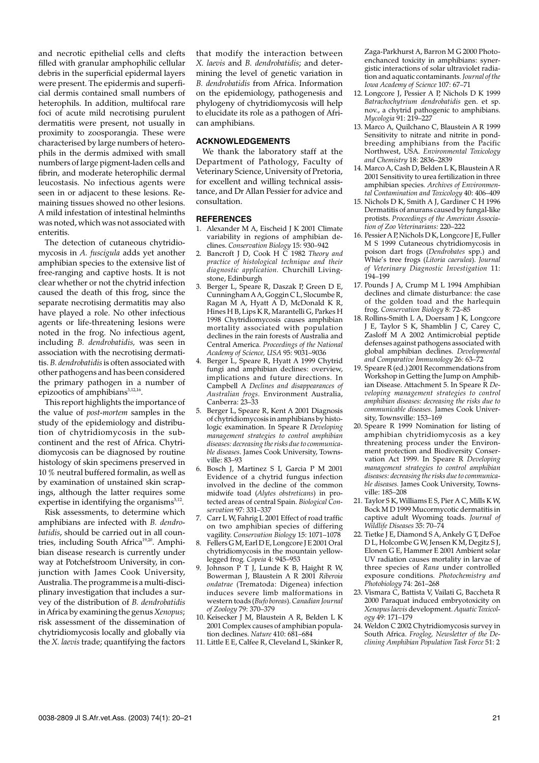and necrotic epithelial cells and clefts filled with granular amphophilic cellular debris in the superficial epidermal layers were present. The epidermis and superficial dermis contained small numbers of heterophils. In addition, multifocal rare foci of acute mild necrotising purulent dermatitis were present, not usually in proximity to zoosporangia. These were characterised by large numbers of heterophils in the dermis admixed with small numbers of large pigment-laden cells and fibrin, and moderate heterophilic dermal leucostasis. No infectious agents were seen in or adjacent to these lesions. Remaining tissues showed no other lesions. A mild infestation of intestinal helminths was noted, which was not associated with enteritis.

The detection of cutaneous chytridiomycosis in *A. fuscigula* adds yet another amphibian species to the extensive list of free-ranging and captive hosts. It is not clear whether or not the chytrid infection caused the death of this frog, since the separate necrotising dermatitis may also have played a role. No other infectious agents or life-threatening lesions were noted in the frog. No infectious agent, including *B. dendrobatidis,* was seen in association with the necrotising dermatitis. *B. dendrobatidis* is often associated with other pathogens and has been considered the primary pathogen in a number of epizootics of amphibians[3,12,16].

This report highlights the importance of the value of *post-mortem* samples in the study of the epidemiology and distribution of chytridiomycosis in the subcontinent and the rest of Africa. Chytridiomycosis can be diagnosed by routine histology of skin specimens preserved in 10 % neutral buffered formalin, as well as by examination of unstained skin scrapings, although the latter requires some expertise in identifying the organisms[5,12].

Risk assessments, to determine which amphibians are infected with *B. dendrobatidis*, should be carried out in all countries, including South Africa[19,20]. Amphibian disease research is currently under way at Potchefstroom University, in conjunction with James Cook University, Australia. The programme is a multi-disciplinary investigation that includes a survey of the distribution of *B. dendrobatidis* in Africa by examining the genus *Xenopus*; risk assessment of the dissemination of chytridiomycosis locally and globally via the *X. laevis* trade; quantifying the factors that modify the interaction between *X. laevis* and *B. dendrobatidis*; and determining the level of genetic variation in *B. dendrobatidis* from Africa. Information on the epidemiology, pathogenesis and phylogeny of chytridiomycosis will help to elucidate its role as a pathogen of African amphibians.

## ACKNOWLEDGEMENTS

We thank the laboratory staff at the Department of Pathology, Faculty of Veterinary Science, University of Pretoria, for excellent and willing technical assistance, and Dr Allan Pessier for advice and consultation.

## REFERENCES

1. Alexander M A, Eischeid J K 2001 Climate variability in regions of amphibian declines. *Conservation Biology* 15: 930–942
2. Bancroft J D, Cook H C 1982 *Theory and practice of histological technique and their diagnostic application.* Churchill Livingstone, Edinburgh
3. Berger L, Speare R, Daszak P, Green D E, Cunningham A A, Goggin C L, Slocumbe R, Ragan M A, Hyatt A D, McDonald K R, Hines H B, Lips K R, Marantelli G, Parkes H 1998 Chytridiomycosis causes amphibian mortality associated with population declines in the rain forests of Australia and Central America. *Proceedings of the National Academy of Science, USA* 95: 9031–9036
4. Berger L, Speare R, Hyatt A 1999 Chytrid fungi and amphibian declines: overview, implications and future directions. In Campbell A *Declines and disappearances of Australian frogs.* Environment Australia, Canberra: 23–33
5. Berger L, Speare R, Kent A 2001 Diagnosis of chytridiomycosis in amphibians by histologic examination. In Speare R *Developing management strategies to control amphibian diseases: decreasing the risks due to communicable diseases*. James Cook University, Townsville: 83–93
6. Bosch J, Martinez S I, Garcia P M 2001 Evidence of a chytrid fungus infection involved in the decline of the common midwife toad (*Alytes obstreticans*) in protected areas of central Spain. *Biological Conservation* 97: 331–337
7. Carr L W, Fahrig L 2001 Effect of road traffic on two amphibian species of differing vagility. *Conservation Biology* 15: 1071–1078
8. Fellers G M, Earl D E, Longcore J E 2001 Oral chytridiomycosis in the mountain yellow-legged frog. *Copeia* 4: 945–953
9. Johnson P T J, Lunde K B, Haight R W, Bowerman J, Blaustein A R 2001 *Riberoia ondatrae* (Trematoda: Digenea) infection induces severe limb malformations in western toads (*Bufo boreas*). *Canadian Journal of Zoology* 79: 370–379
10. Keisecker J M, Blaustein A R, Belden L K 2001 Complex causes of amphibian population declines. *Nature* 410: 681–684
11. Little E E, Calfee R, Cleveland L, Skinker R, Zaga-Parkhurst A, Barron M G 2000 Photo-enchanced toxicity in amphibians: synergistic interactions of solar ultraviolet radiation and aquatic contaminants. *Journal of the Iowa Academy of Science* 107: 67–71
12. Longcore J, Pessier A P, Nichols D K 1999 *Batrachochytrium dendrobatidis* gen. et sp. nov., a chytrid pathogenic to amphibians. *Mycologia* 91: 219–227
13. Marco A, Quilchano C, Blaustein A R 1999 Sensitivity to nitrate and nitrite in pond-breeding amphibians from the Pacific Northwest, USA. *Environmental Toxicology and Chemistry* 18: 2836–2839
14. Marco A, Cash D, Belden L K, Blaustein A R 2001 Sensitivity to urea fertilization in three amphibian species. *Archives of Environmental Contamination and Toxicology* 40: 406–409
15. Nichols D K, Smith A J, Gardiner C H 1996 Dermatitis of anurans caused by fungal-like protists. *Proceedings of the American Association of Zoo Veterinarians:* 220–222
16. Pessier A P, Nichols D K, Longcore J E, Fuller M S 1999 Cutaneous chytridiomycosis in poison dart frogs (*Dendrobates* spp.) and Whie's tree frogs (*Litoria caerulea*). *Journal of Veterinary Diagnostic Investigation* 11: 194–199
17. Pounds J A, Crump M L 1994 Amphibian declines and climate disturbance: the case of the golden toad and the harlequin frog. *Conservation Biology* 8: 72–85
18. Rollins-Smith L A, Doersam J K, Longcore J E, Taylor S K, Shamblin J C, Carey C, Zasloff M A 2002 Antimicrobial peptide defenses against pathogens associated with global amphibian declines. *Developmental and Comparative Immunology* 26: 63–72
19. Speare R (ed.) 2001 Recommendations from Workshop in Getting the Jump on Amphibian Disease. Attachment 5. In Speare R *Developing management strategies to control amphibian diseases: decreasing the risks due to communicable diseases*. James Cook University, Townsville: 153–169
20. Speare R 1999 Nomination for listing of amphibian chytridiomycosis as a key threatening process under the Environment protection and Biodiversity Conservation Act 1999. In Speare R *Developing management strategies to control amphibian diseases: decreasing the risks due to communicable diseases.* James Cook University, Townsville: 185–208
21. Taylor S K, Williams E S, Pier A C, Mills K W, Bock M D 1999 Mucormycotic dermatitis in captive adult Wyoming toads. *Journal of Wildlife Diseases* 35: 70–74
22. Tietke J E, Diamond S A, Ankely G T, DeFoe D L, Holcombe G W, Jensen K M, Degitz S J, Elonen G E, Hammer E 2001 Ambient solar UV radiation causes mortality in larvae of three species of *Rana* under controlled exposure conditions. *Photochemistry and Photobiology* 74: 261–268
23. Vismara C, Battista V, Vailati G, Baccheta R 2000 Paraquat induced embryotoxicity on *Xenopus laevis* development. *Aquatic Toxicology* 49: 171–179
24. Weldon C 2002 Chytridiomycosis survey in South Africa. *Froglog, Newsletter of the Declining Amphibian Population Task Force* 51: 2